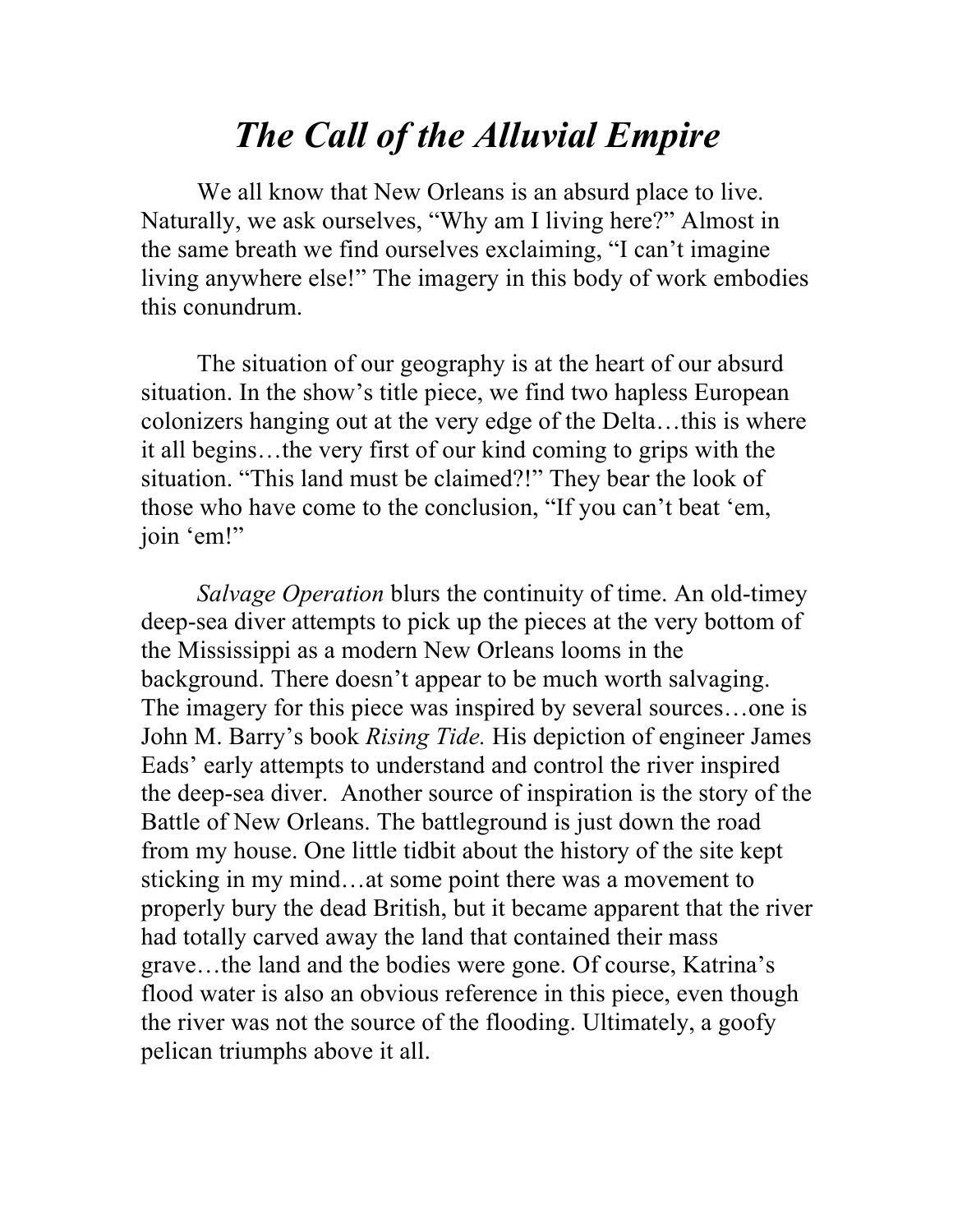# *The Call of the Alluvial Empire*

We all know that New Orleans is an absurd place to live. Naturally, we ask ourselves, "Why am I living here?" Almost in the same breath we find ourselves exclaiming, "I can't imagine living anywhere else!" The imagery in this body of work embodies this conundrum.

The situation of our geography is at the heart of our absurd situation. In the show's title piece, we find two hapless European colonizers hanging out at the very edge of the Delta…this is where it all begins…the very first of our kind coming to grips with the situation. "This land must be claimed?!" They bear the look of those who have come to the conclusion, "If you can't beat 'em, join 'em!"

*Salvage Operation* blurs the continuity of time. An old-timey deep-sea diver attempts to pick up the pieces at the very bottom of the Mississippi as a modern New Orleans looms in the background. There doesn't appear to be much worth salvaging. The imagery for this piece was inspired by several sources…one is John M. Barry's book *Rising Tide.* His depiction of engineer James Eads' early attempts to understand and control the river inspired the deep-sea diver. Another source of inspiration is the story of the Battle of New Orleans. The battleground is just down the road from my house. One little tidbit about the history of the site kept sticking in my mind…at some point there was a movement to properly bury the dead British, but it became apparent that the river had totally carved away the land that contained their mass grave…the land and the bodies were gone. Of course, Katrina's flood water is also an obvious reference in this piece, even though the river was not the source of the flooding. Ultimately, a goofy pelican triumphs above it all.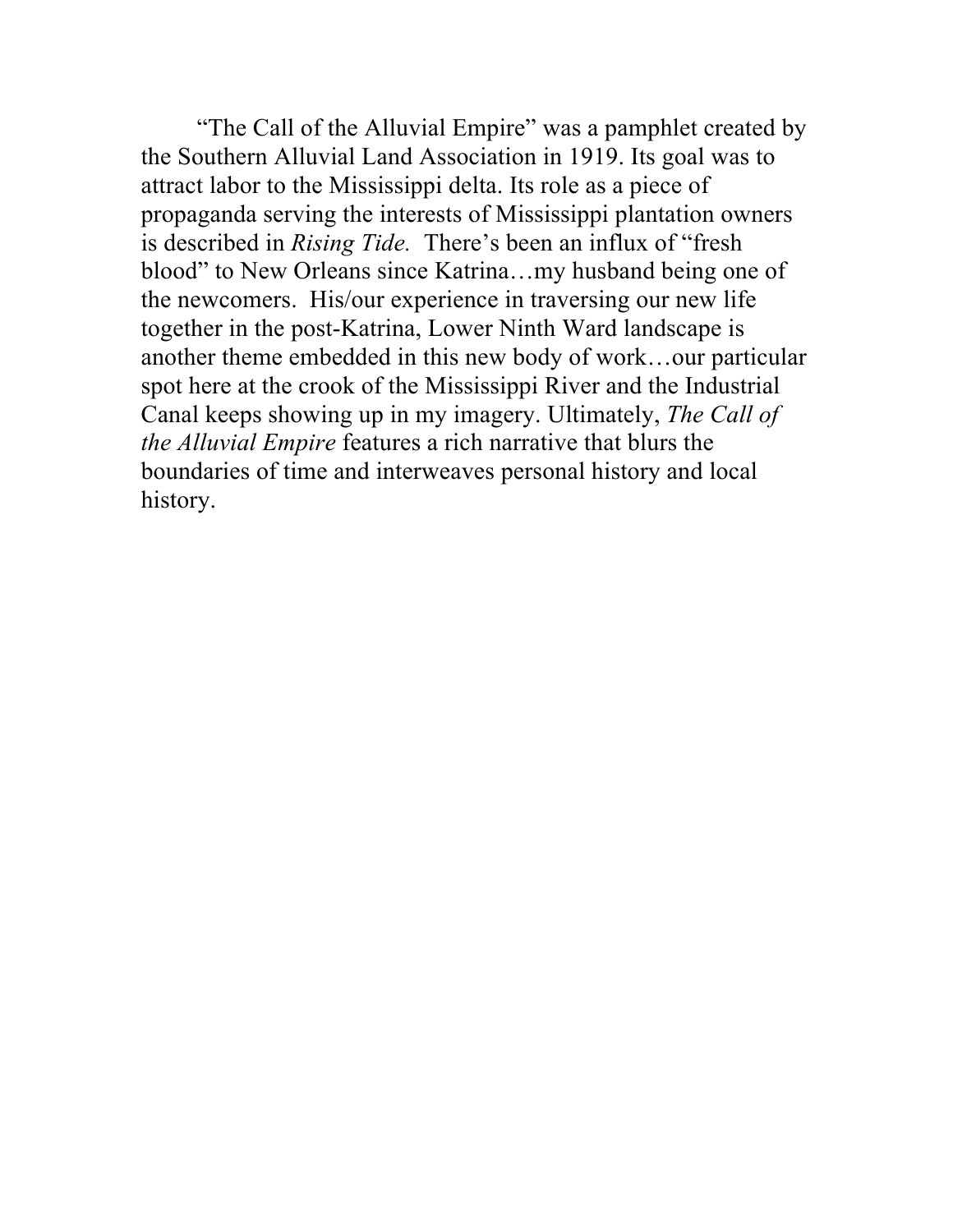"The Call of the Alluvial Empire" was a pamphlet created by the Southern Alluvial Land Association in 1919. Its goal was to attract labor to the Mississippi delta. Its role as a piece of propaganda serving the interests of Mississippi plantation owners is described in *Rising Tide.* There's been an influx of "fresh blood" to New Orleans since Katrina…my husband being one of the newcomers. His/our experience in traversing our new life together in the post-Katrina, Lower Ninth Ward landscape is another theme embedded in this new body of work…our particular spot here at the crook of the Mississippi River and the Industrial Canal keeps showing up in my imagery. Ultimately, *The Call of the Alluvial Empire* features a rich narrative that blurs the boundaries of time and interweaves personal history and local history.